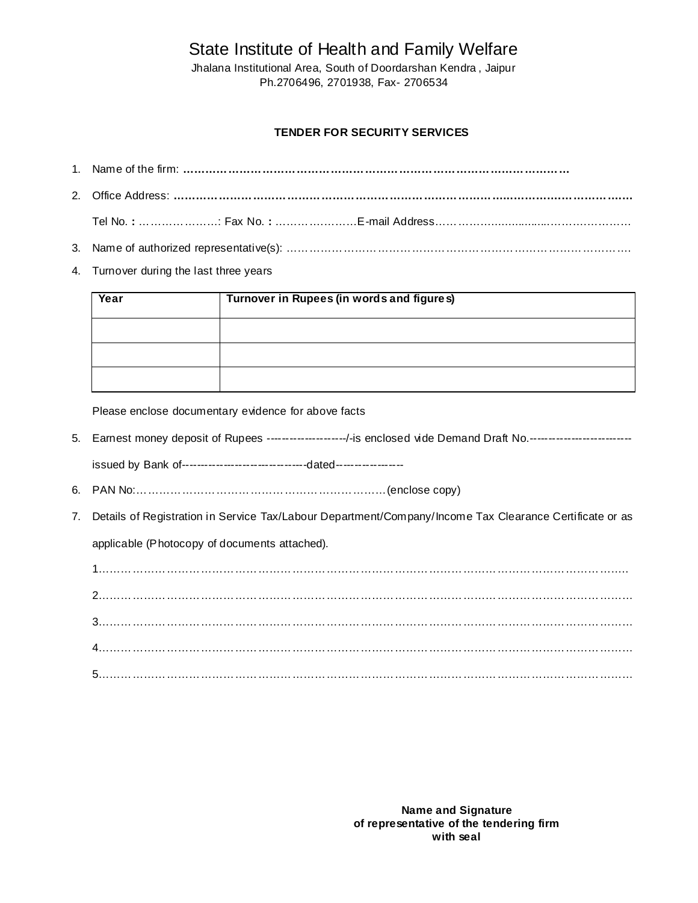# State Institute of Health and Family Welfare

Jhalana Institutional Area, South of Doordarshan Kendra , Jaipur
Ph.2706496, 2701938, Fax- 2706534

**TENDER FOR SECURITY SERVICES**

1. Name of the firm: **…………………………………………………………………………………………**

2. Office Address: **………………………………………………………………………………………………**

   Tel No. **:** …………………: Fax No. **:** ……………………E-mail Address…………………………………………

3. Name of authorized representative(s): ……………………………………………………………………………….

4. Turnover during the last three years

| **Year** | **Turnover in Rupees (in words and figures)** |
|---|---|
| | |
| | |
| | |

   Please enclose documentary evidence for above facts

5. Earnest money deposit of Rupees ---------------------/-is enclosed vide Demand Draft No.---------------------------

   issued by Bank of--------------------------------dated-----------------

6. PAN No:…………………………………………………………(enclose copy)

7. Details of Registration in Service Tax/Labour Department/Company/Income Tax Clearance Certificate or as applicable (Photocopy of documents attached).

   1…………………………………………………………………………………………………………………

   2…………………………………………………………………………………………………………………

   3…………………………………………………………………………………………………………………

   4…………………………………………………………………………………………………………………

   5…………………………………………………………………………………………………………………

**Name and Signature**
**of representative of the tendering firm**
**with seal**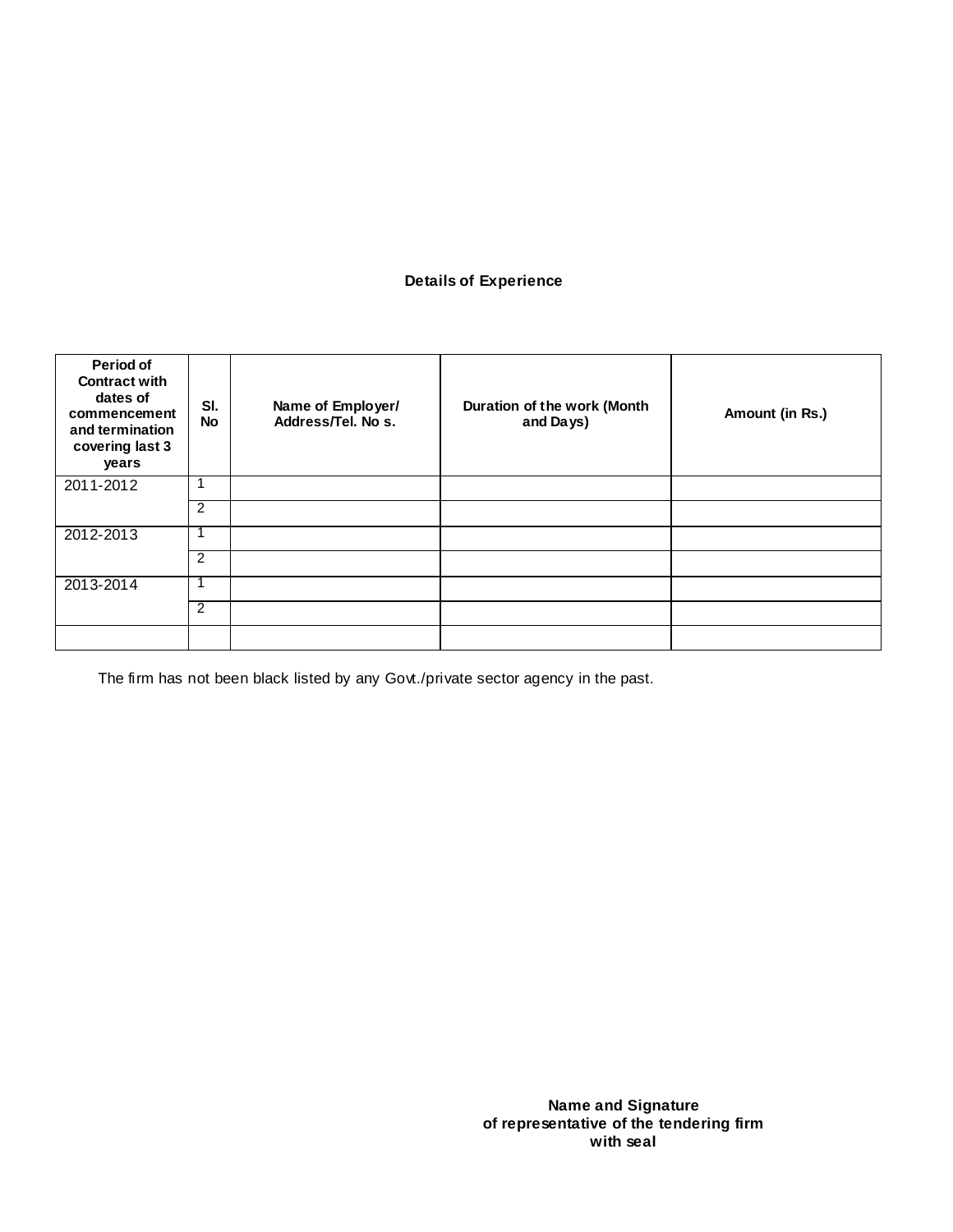**Details of Experience**

| Period of Contract with dates of commencement and termination covering last 3 years | Sl. No | Name of Employer/ Address/Tel. No s. | Duration of the work (Month and Days) | Amount (in Rs.) |
|---|---|---|---|---|
| 2011-2012 | 1 | | | |
| | 2 | | | |
| 2012-2013 | 1 | | | |
| | 2 | | | |
| 2013-2014 | 1 | | | |
| | 2 | | | |
| | | | | |

The firm has not been black listed by any Govt./private sector agency in the past.

**Name and Signature**
**of representative of the tendering firm**
**with seal**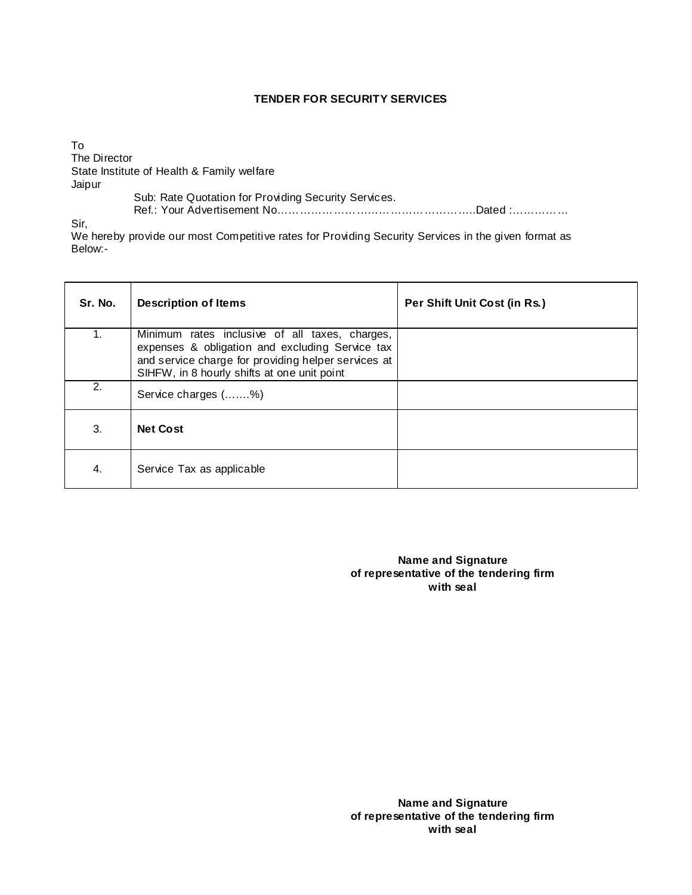## TENDER FOR SECURITY SERVICES

To
The Director
State Institute of Health & Family welfare
Jaipur

Sub: Rate Quotation for Providing Security Services.
Ref.: Your Advertisement No…………………………………………………Dated :……………

Sir,
We hereby provide our most Competitive rates for Providing Security Services in the given format as Below:-

| Sr. No. | Description of Items | Per Shift Unit Cost (in Rs.) |
|---|---|---|
| 1. | Minimum rates inclusive of all taxes, charges, expenses & obligation and excluding Service tax and service charge for providing helper services at SIHFW, in 8 hourly shifts at one unit point | |
| 2. | Service charges (…….%) | |
| 3. | **Net Cost** | |
| 4. | Service Tax as applicable | |

**Name and Signature**
**of representative of the tendering firm**
**with seal**

**Name and Signature**
**of representative of the tendering firm**
**with seal**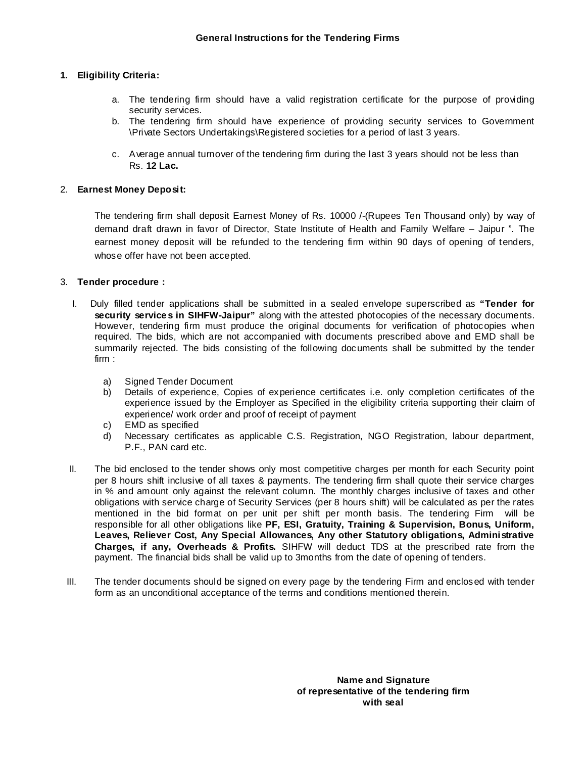## General Instructions for the Tendering Firms

1. **Eligibility Criteria:**

   a. The tendering firm should have a valid registration certificate for the purpose of providing security services.
   b. The tendering firm should have experience of providing security services to Government \Private Sectors Undertakings\Registered societies for a period of last 3 years.
   c. Average annual turnover of the tendering firm during the last 3 years should not be less than Rs. **12 Lac.**

2. **Earnest Money Deposit:**

   The tendering firm shall deposit Earnest Money of Rs. 10000 /-(Rupees Ten Thousand only) by way of demand draft drawn in favor of Director, State Institute of Health and Family Welfare – Jaipur ". The earnest money deposit will be refunded to the tendering firm within 90 days of opening of tenders, whose offer have not been accepted.

3. **Tender procedure :**

   I. Duly filled tender applications shall be submitted in a sealed envelope superscribed as **"Tender for security services in SIHFW-Jaipur"** along with the attested photocopies of the necessary documents. However, tendering firm must produce the original documents for verification of photocopies when required. The bids, which are not accompanied with documents prescribed above and EMD shall be summarily rejected. The bids consisting of the following documents shall be submitted by the tender firm :

      a) Signed Tender Document
      b) Details of experience, Copies of experience certificates i.e. only completion certificates of the experience issued by the Employer as Specified in the eligibility criteria supporting their claim of experience/ work order and proof of receipt of payment
      c) EMD as specified
      d) Necessary certificates as applicable C.S. Registration, NGO Registration, labour department, P.F., PAN card etc.

   II. The bid enclosed to the tender shows only most competitive charges per month for each Security point per 8 hours shift inclusive of all taxes & payments. The tendering firm shall quote their service charges in % and amount only against the relevant column. The monthly charges inclusive of taxes and other obligations with service charge of Security Services (per 8 hours shift) will be calculated as per the rates mentioned in the bid format on per unit per shift per month basis. The tendering Firm will be responsible for all other obligations like **PF, ESI, Gratuity, Training & Supervision, Bonus, Uniform, Leaves, Reliever Cost, Any Special Allowances, Any other Statutory obligations, Administrative Charges, if any, Overheads & Profits.** SIHFW will deduct TDS at the prescribed rate from the payment. The financial bids shall be valid up to 3months from the date of opening of tenders.

   III. The tender documents should be signed on every page by the tendering Firm and enclosed with tender form as an unconditional acceptance of the terms and conditions mentioned therein.

**Name and Signature of representative of the tendering firm with seal**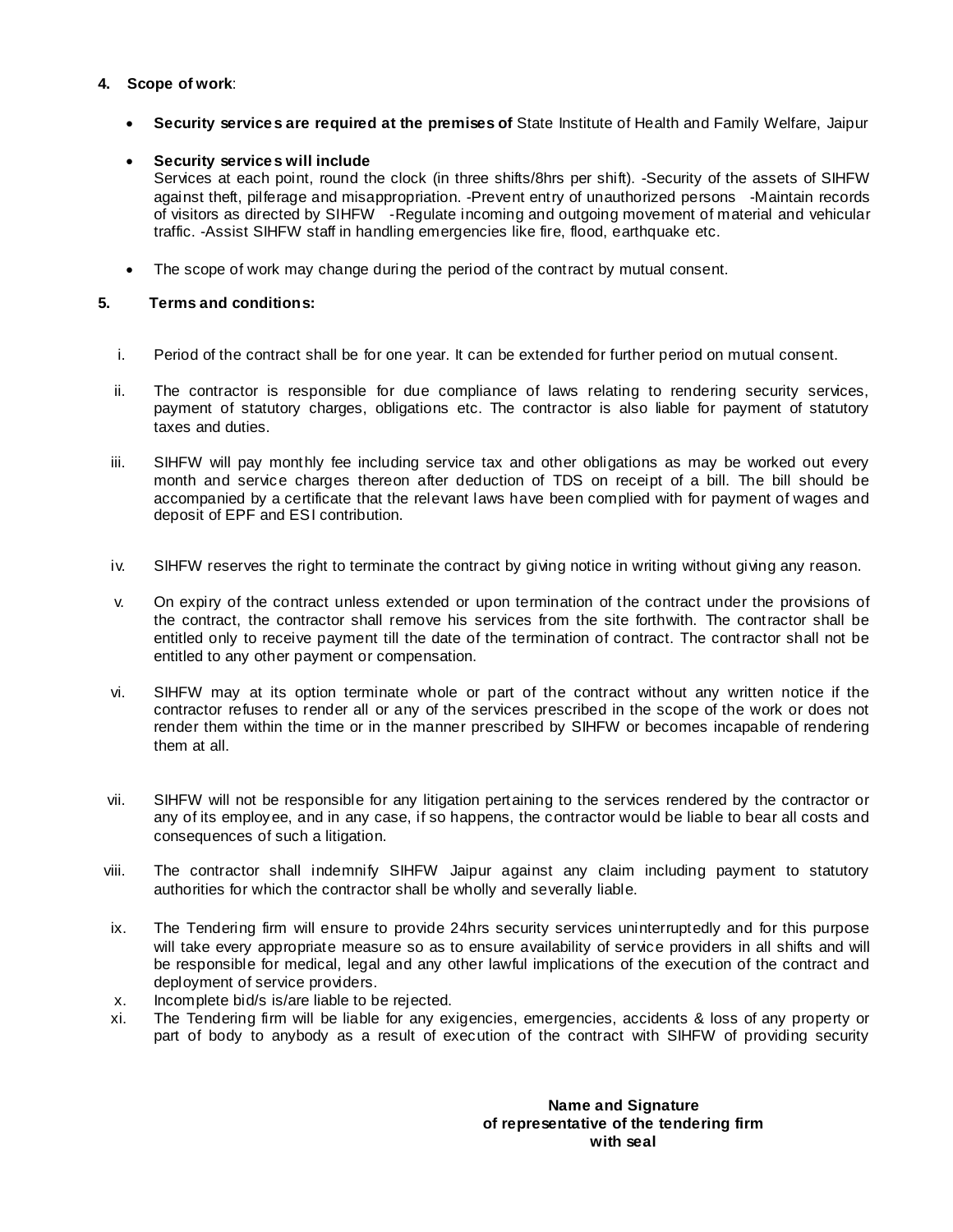4. **Scope of work**:

   - **Security services are required at the premises of** State Institute of Health and Family Welfare, Jaipur

   - **Security services will include**
     Services at each point, round the clock (in three shifts/8hrs per shift). -Security of the assets of SIHFW against theft, pilferage and misappropriation. -Prevent entry of unauthorized persons -Maintain records of visitors as directed by SIHFW -Regulate incoming and outgoing movement of material and vehicular traffic. -Assist SIHFW staff in handling emergencies like fire, flood, earthquake etc.

   - The scope of work may change during the period of the contract by mutual consent.

5. **Terms and conditions:**

   i. Period of the contract shall be for one year. It can be extended for further period on mutual consent.

   ii. The contractor is responsible for due compliance of laws relating to rendering security services, payment of statutory charges, obligations etc. The contractor is also liable for payment of statutory taxes and duties.

   iii. SIHFW will pay monthly fee including service tax and other obligations as may be worked out every month and service charges thereon after deduction of TDS on receipt of a bill. The bill should be accompanied by a certificate that the relevant laws have been complied with for payment of wages and deposit of EPF and ESI contribution.

   iv. SIHFW reserves the right to terminate the contract by giving notice in writing without giving any reason.

   v. On expiry of the contract unless extended or upon termination of the contract under the provisions of the contract, the contractor shall remove his services from the site forthwith. The contractor shall be entitled only to receive payment till the date of the termination of contract. The contractor shall not be entitled to any other payment or compensation.

   vi. SIHFW may at its option terminate whole or part of the contract without any written notice if the contractor refuses to render all or any of the services prescribed in the scope of the work or does not render them within the time or in the manner prescribed by SIHFW or becomes incapable of rendering them at all.

   vii. SIHFW will not be responsible for any litigation pertaining to the services rendered by the contractor or any of its employee, and in any case, if so happens, the contractor would be liable to bear all costs and consequences of such a litigation.

   viii. The contractor shall indemnify SIHFW Jaipur against any claim including payment to statutory authorities for which the contractor shall be wholly and severally liable.

   ix. The Tendering firm will ensure to provide 24hrs security services uninterruptedly and for this purpose will take every appropriate measure so as to ensure availability of service providers in all shifts and will be responsible for medical, legal and any other lawful implications of the execution of the contract and deployment of service providers.

   x. Incomplete bid/s is/are liable to be rejected.

   xi. The Tendering firm will be liable for any exigencies, emergencies, accidents & loss of any property or part of body to anybody as a result of execution of the contract with SIHFW of providing security

**Name and Signature**
**of representative of the tendering firm**
**with seal**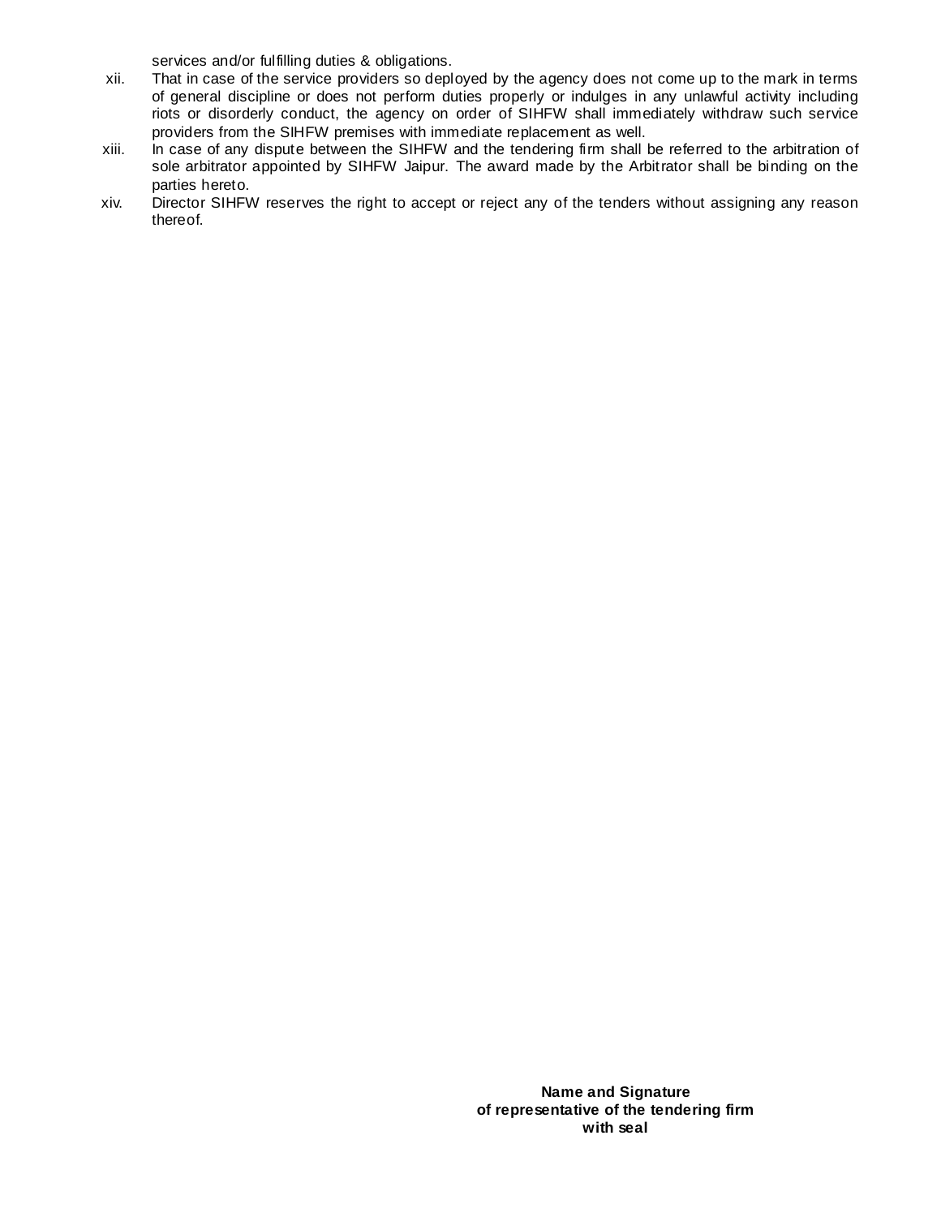services and/or fulfilling duties & obligations.

xii. That in case of the service providers so deployed by the agency does not come up to the mark in terms of general discipline or does not perform duties properly or indulges in any unlawful activity including riots or disorderly conduct, the agency on order of SIHFW shall immediately withdraw such service providers from the SIHFW premises with immediate replacement as well.

xiii. In case of any dispute between the SIHFW and the tendering firm shall be referred to the arbitration of sole arbitrator appointed by SIHFW Jaipur. The award made by the Arbitrator shall be binding on the parties hereto.

xiv. Director SIHFW reserves the right to accept or reject any of the tenders without assigning any reason thereof.

**Name and Signature**
**of representative of the tendering firm**
**with seal**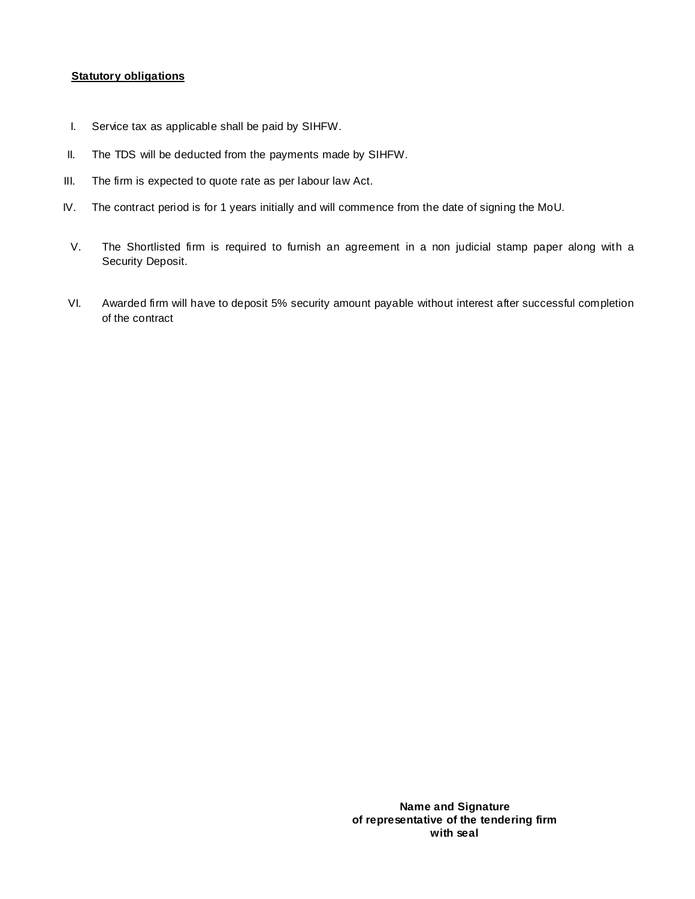**Statutory obligations**

I. Service tax as applicable shall be paid by SIHFW.

II. The TDS will be deducted from the payments made by SIHFW.

III. The firm is expected to quote rate as per labour law Act.

IV. The contract period is for 1 years initially and will commence from the date of signing the MoU.

V. The Shortlisted firm is required to furnish an agreement in a non judicial stamp paper along with a Security Deposit.

VI. Awarded firm will have to deposit 5% security amount payable without interest after successful completion of the contract

**Name and Signature**
**of representative of the tendering firm**
**with seal**